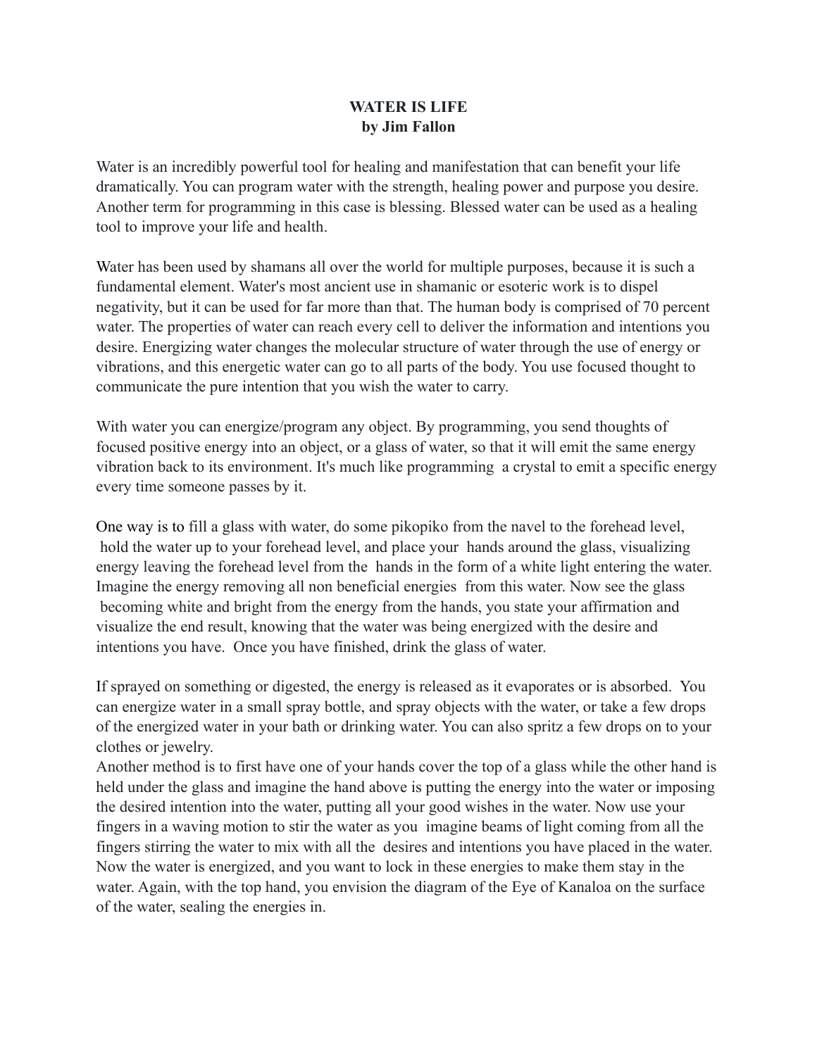**WATER IS LIFE**
**by Jim Fallon**

Water is an incredibly powerful tool for healing and manifestation that can benefit your life dramatically. You can program water with the strength, healing power and purpose you desire. Another term for programming in this case is blessing. Blessed water can be used as a healing tool to improve your life and health.

Water has been used by shamans all over the world for multiple purposes, because it is such a fundamental element. Water's most ancient use in shamanic or esoteric work is to dispel negativity, but it can be used for far more than that. The human body is comprised of 70 percent water. The properties of water can reach every cell to deliver the information and intentions you desire. Energizing water changes the molecular structure of water through the use of energy or vibrations, and this energetic water can go to all parts of the body. You use focused thought to communicate the pure intention that you wish the water to carry.

With water you can energize/program any object. By programming, you send thoughts of focused positive energy into an object, or a glass of water, so that it will emit the same energy vibration back to its environment. It's much like programming a crystal to emit a specific energy every time someone passes by it.

One way is to fill a glass with water, do some pikopiko from the navel to the forehead level, hold the water up to your forehead level, and place your hands around the glass, visualizing energy leaving the forehead level from the hands in the form of a white light entering the water. Imagine the energy removing all non beneficial energies from this water. Now see the glass becoming white and bright from the energy from the hands, you state your affirmation and visualize the end result, knowing that the water was being energized with the desire and intentions you have. Once you have finished, drink the glass of water.

If sprayed on something or digested, the energy is released as it evaporates or is absorbed. You can energize water in a small spray bottle, and spray objects with the water, or take a few drops of the energized water in your bath or drinking water. You can also spritz a few drops on to your clothes or jewelry.

Another method is to first have one of your hands cover the top of a glass while the other hand is held under the glass and imagine the hand above is putting the energy into the water or imposing the desired intention into the water, putting all your good wishes in the water. Now use your fingers in a waving motion to stir the water as you imagine beams of light coming from all the fingers stirring the water to mix with all the desires and intentions you have placed in the water. Now the water is energized, and you want to lock in these energies to make them stay in the water. Again, with the top hand, you envision the diagram of the Eye of Kanaloa on the surface of the water, sealing the energies in.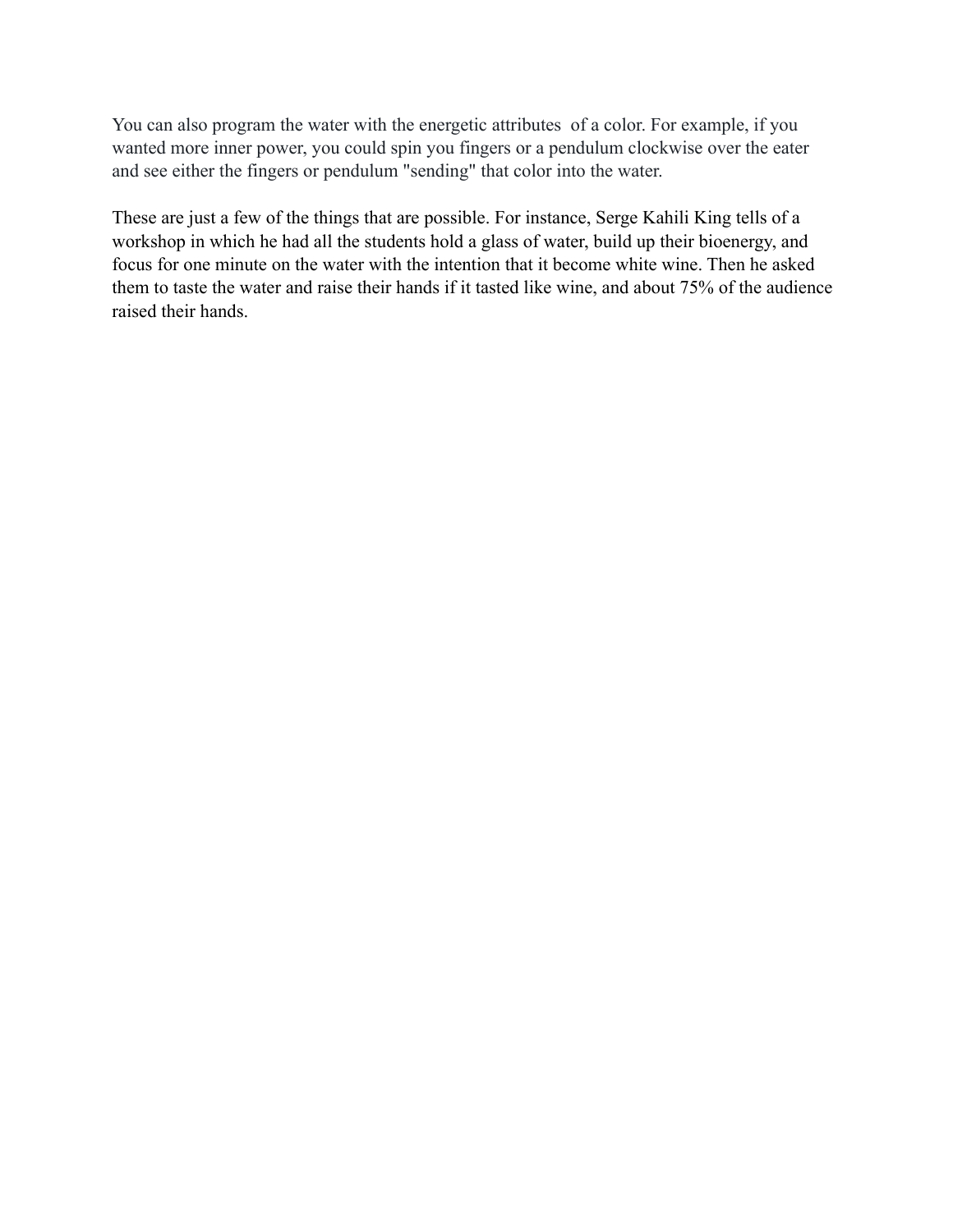You can also program the water with the energetic attributes  of a color. For example, if you wanted more inner power, you could spin you fingers or a pendulum clockwise over the eater and see either the fingers or pendulum "sending" that color into the water.

These are just a few of the things that are possible. For instance, Serge Kahili King tells of a workshop in which he had all the students hold a glass of water, build up their bioenergy, and focus for one minute on the water with the intention that it become white wine. Then he asked them to taste the water and raise their hands if it tasted like wine, and about 75% of the audience raised their hands.